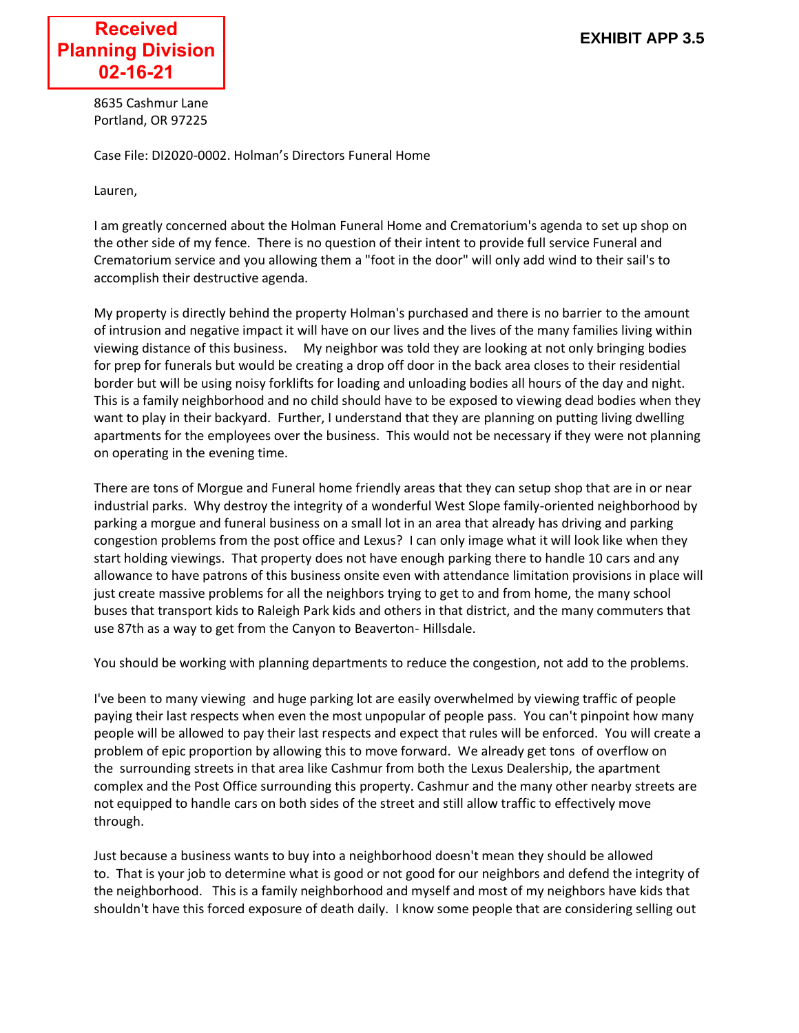**Received**
**Planning Division**
**02-16-21**

**EXHIBIT APP 3.5**

8635 Cashmur Lane
Portland, OR 97225

Case File: DI2020-0002. Holman's Directors Funeral Home

Lauren,

I am greatly concerned about the Holman Funeral Home and Crematorium's agenda to set up shop on the other side of my fence. There is no question of their intent to provide full service Funeral and Crematorium service and you allowing them a "foot in the door" will only add wind to their sail's to accomplish their destructive agenda.

My property is directly behind the property Holman's purchased and there is no barrier to the amount of intrusion and negative impact it will have on our lives and the lives of the many families living within viewing distance of this business. My neighbor was told they are looking at not only bringing bodies for prep for funerals but would be creating a drop off door in the back area closes to their residential border but will be using noisy forklifts for loading and unloading bodies all hours of the day and night. This is a family neighborhood and no child should have to be exposed to viewing dead bodies when they want to play in their backyard. Further, I understand that they are planning on putting living dwelling apartments for the employees over the business. This would not be necessary if they were not planning on operating in the evening time.

There are tons of Morgue and Funeral home friendly areas that they can setup shop that are in or near industrial parks. Why destroy the integrity of a wonderful West Slope family-oriented neighborhood by parking a morgue and funeral business on a small lot in an area that already has driving and parking congestion problems from the post office and Lexus? I can only image what it will look like when they start holding viewings. That property does not have enough parking there to handle 10 cars and any allowance to have patrons of this business onsite even with attendance limitation provisions in place will just create massive problems for all the neighbors trying to get to and from home, the many school buses that transport kids to Raleigh Park kids and others in that district, and the many commuters that use 87th as a way to get from the Canyon to Beaverton- Hillsdale.

You should be working with planning departments to reduce the congestion, not add to the problems.

I've been to many viewing and huge parking lot are easily overwhelmed by viewing traffic of people paying their last respects when even the most unpopular of people pass. You can't pinpoint how many people will be allowed to pay their last respects and expect that rules will be enforced. You will create a problem of epic proportion by allowing this to move forward. We already get tons of overflow on the surrounding streets in that area like Cashmur from both the Lexus Dealership, the apartment complex and the Post Office surrounding this property. Cashmur and the many other nearby streets are not equipped to handle cars on both sides of the street and still allow traffic to effectively move through.

Just because a business wants to buy into a neighborhood doesn't mean they should be allowed to. That is your job to determine what is good or not good for our neighbors and defend the integrity of the neighborhood. This is a family neighborhood and myself and most of my neighbors have kids that shouldn't have this forced exposure of death daily. I know some people that are considering selling out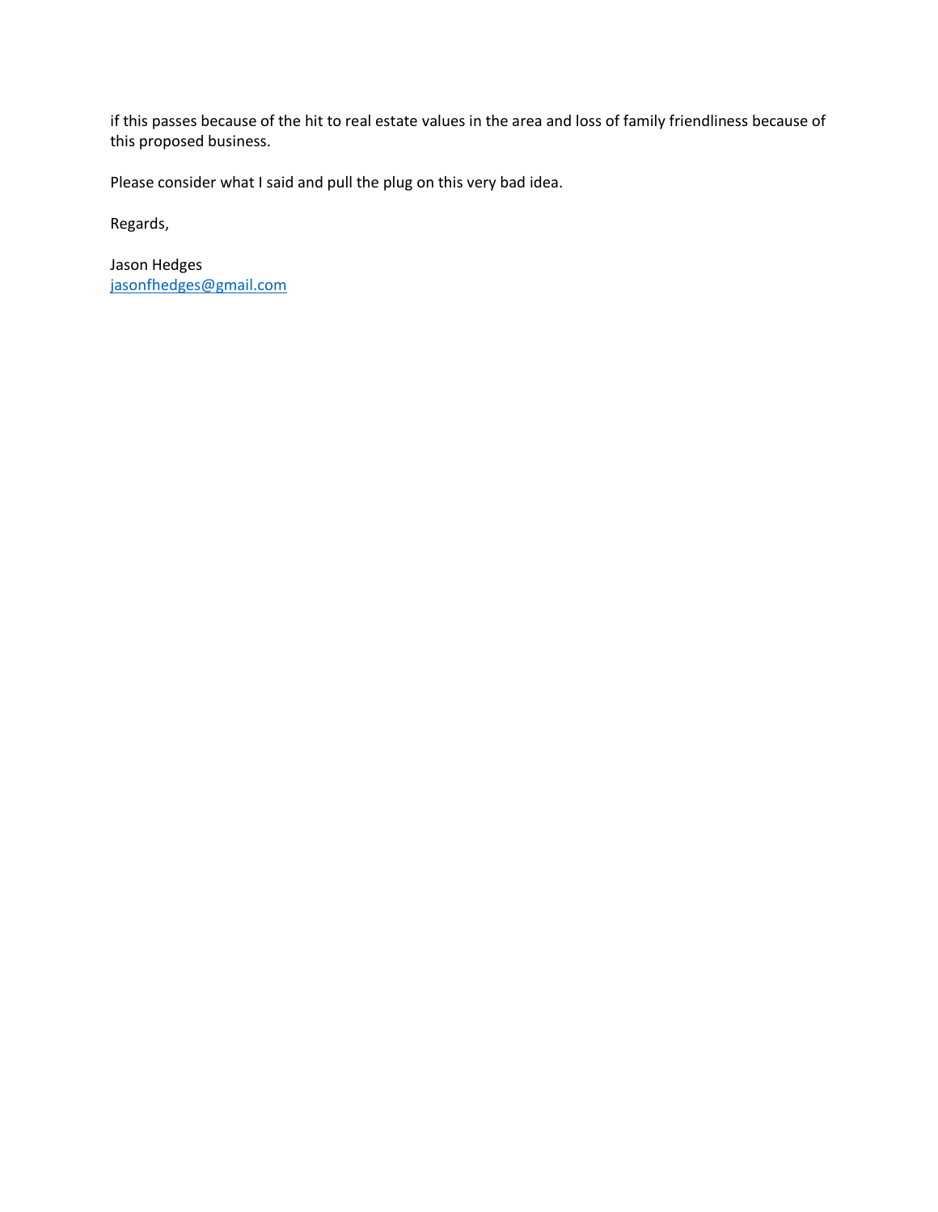if this passes because of the hit to real estate values in the area and loss of family friendliness because of this proposed business.

Please consider what I said and pull the plug on this very bad idea.

Regards,

Jason Hedges
jasonfhedges@gmail.com